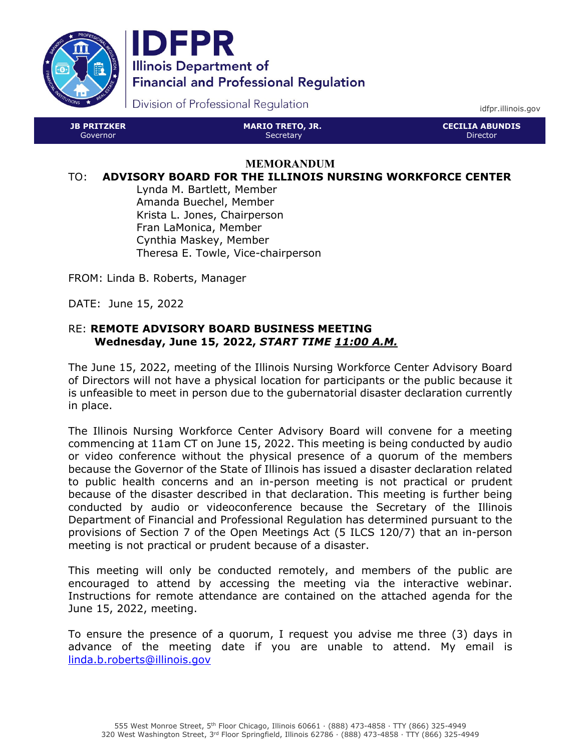# IDFPR

**Illinois Department of Financial and Professional Regulation**

Division of Professional Regulation

idfpr.illinois.gov

| **JB PRITZKER** Governor | **MARIO TRETO, JR.** Secretary | **CECILIA ABUNDIS** Director |
|---|---|---|

## MEMORANDUM

TO: **ADVISORY BOARD FOR THE ILLINOIS NURSING WORKFORCE CENTER**

Lynda M. Bartlett, Member
Amanda Buechel, Member
Krista L. Jones, Chairperson
Fran LaMonica, Member
Cynthia Maskey, Member
Theresa E. Towle, Vice-chairperson

FROM: Linda B. Roberts, Manager

DATE: June 15, 2022

RE: **REMOTE ADVISORY BOARD BUSINESS MEETING**
**Wednesday, June 15, 2022, *START TIME 11:00 A.M.***

The June 15, 2022, meeting of the Illinois Nursing Workforce Center Advisory Board of Directors will not have a physical location for participants or the public because it is unfeasible to meet in person due to the gubernatorial disaster declaration currently in place.

The Illinois Nursing Workforce Center Advisory Board will convene for a meeting commencing at 11am CT on June 15, 2022. This meeting is being conducted by audio or video conference without the physical presence of a quorum of the members because the Governor of the State of Illinois has issued a disaster declaration related to public health concerns and an in-person meeting is not practical or prudent because of the disaster described in that declaration. This meeting is further being conducted by audio or videoconference because the Secretary of the Illinois Department of Financial and Professional Regulation has determined pursuant to the provisions of Section 7 of the Open Meetings Act (5 ILCS 120/7) that an in-person meeting is not practical or prudent because of a disaster.

This meeting will only be conducted remotely, and members of the public are encouraged to attend by accessing the meeting via the interactive webinar. Instructions for remote attendance are contained on the attached agenda for the June 15, 2022, meeting.

To ensure the presence of a quorum, I request you advise me three (3) days in advance of the meeting date if you are unable to attend. My email is linda.b.roberts@illinois.gov

555 West Monroe Street, 5th Floor Chicago, Illinois 60661 · (888) 473-4858 · TTY (866) 325-4949
320 West Washington Street, 3rd Floor Springfield, Illinois 62786 · (888) 473-4858 · TTY (866) 325-4949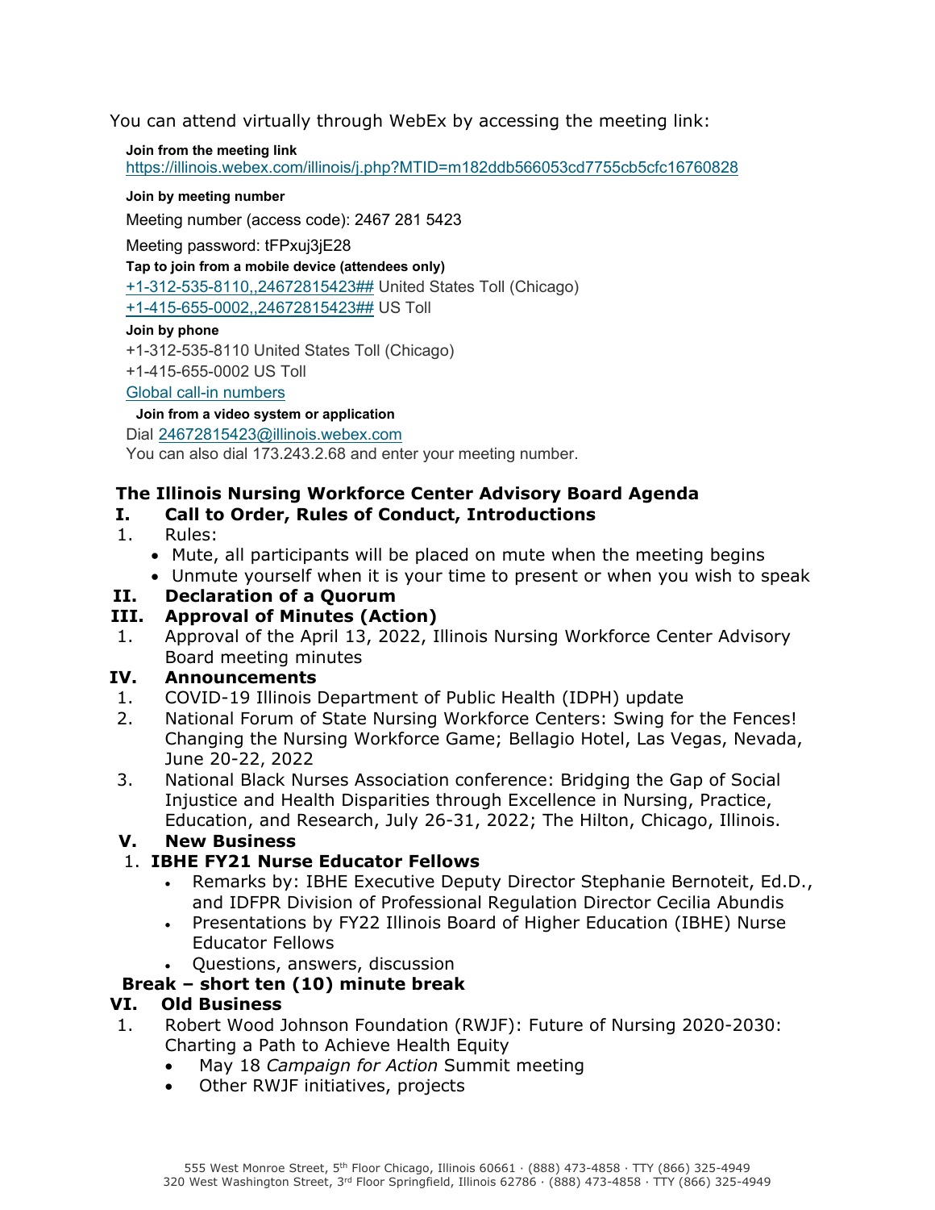You can attend virtually through WebEx by accessing the meeting link:

**Join from the meeting link**

https://illinois.webex.com/illinois/j.php?MTID=m182ddb566053cd7755cb5cfc16760828

**Join by meeting number**

Meeting number (access code): 2467 281 5423

Meeting password: tFPxuj3jE28

**Tap to join from a mobile device (attendees only)**

+1-312-535-8110,,24672815423## United States Toll (Chicago)

+1-415-655-0002,,24672815423## US Toll

**Join by phone**

+1-312-535-8110 United States Toll (Chicago)

+1-415-655-0002 US Toll

Global call-in numbers

**Join from a video system or application**

Dial 24672815423@illinois.webex.com

You can also dial 173.243.2.68 and enter your meeting number.

## The Illinois Nursing Workforce Center Advisory Board Agenda

### I. Call to Order, Rules of Conduct, Introductions

1. Rules:
   - Mute, all participants will be placed on mute when the meeting begins
   - Unmute yourself when it is your time to present or when you wish to speak

### II. Declaration of a Quorum

### III. Approval of Minutes (Action)

1. Approval of the April 13, 2022, Illinois Nursing Workforce Center Advisory Board meeting minutes

### IV. Announcements

1. COVID-19 Illinois Department of Public Health (IDPH) update
2. National Forum of State Nursing Workforce Centers: Swing for the Fences! Changing the Nursing Workforce Game; Bellagio Hotel, Las Vegas, Nevada, June 20-22, 2022
3. National Black Nurses Association conference: Bridging the Gap of Social Injustice and Health Disparities through Excellence in Nursing, Practice, Education, and Research, July 26-31, 2022; The Hilton, Chicago, Illinois.

### V. New Business

1. **IBHE FY21 Nurse Educator Fellows**
   - Remarks by: IBHE Executive Deputy Director Stephanie Bernoteit, Ed.D., and IDFPR Division of Professional Regulation Director Cecilia Abundis
   - Presentations by FY22 Illinois Board of Higher Education (IBHE) Nurse Educator Fellows
   - Questions, answers, discussion

**Break – short ten (10) minute break**

### VI. Old Business

1. Robert Wood Johnson Foundation (RWJF): Future of Nursing 2020-2030: Charting a Path to Achieve Health Equity
   - May 18 *Campaign for Action* Summit meeting
   - Other RWJF initiatives, projects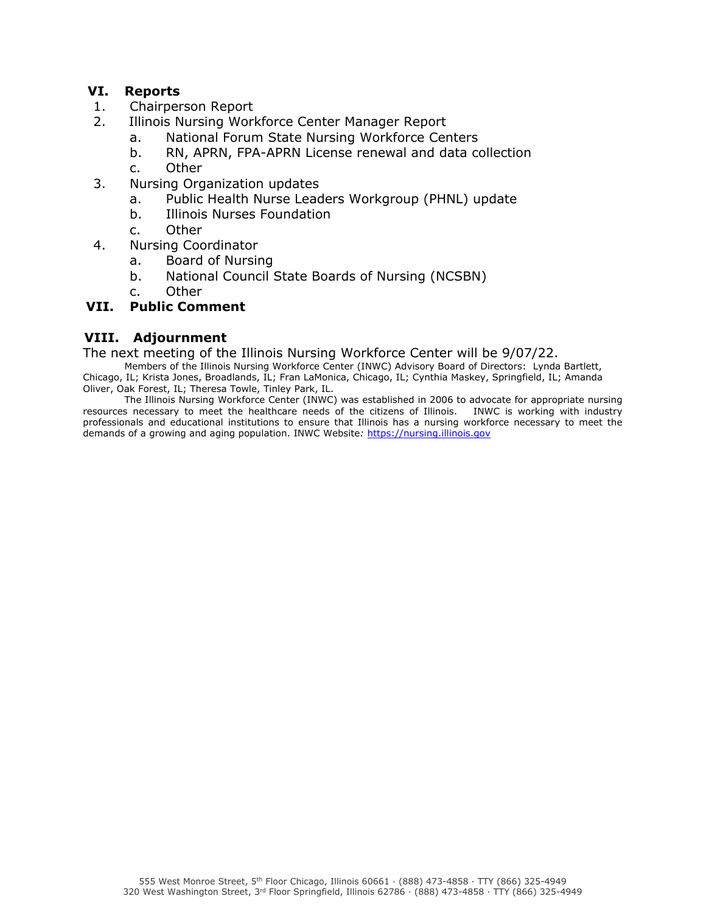## VI. Reports

1. Chairperson Report
2. Illinois Nursing Workforce Center Manager Report
   - a. National Forum State Nursing Workforce Centers
   - b. RN, APRN, FPA-APRN License renewal and data collection
   - c. Other
3. Nursing Organization updates
   - a. Public Health Nurse Leaders Workgroup (PHNL) update
   - b. Illinois Nurses Foundation
   - c. Other
4. Nursing Coordinator
   - a. Board of Nursing
   - b. National Council State Boards of Nursing (NCSBN)
   - c. Other

## VII. Public Comment

## VIII. Adjournment

The next meeting of the Illinois Nursing Workforce Center will be 9/07/22.

Members of the Illinois Nursing Workforce Center (INWC) Advisory Board of Directors: Lynda Bartlett, Chicago, IL; Krista Jones, Broadlands, IL; Fran LaMonica, Chicago, IL; Cynthia Maskey, Springfield, IL; Amanda Oliver, Oak Forest, IL; Theresa Towle, Tinley Park, IL.

The Illinois Nursing Workforce Center (INWC) was established in 2006 to advocate for appropriate nursing resources necessary to meet the healthcare needs of the citizens of Illinois. INWC is working with industry professionals and educational institutions to ensure that Illinois has a nursing workforce necessary to meet the demands of a growing and aging population. INWC Website*:* [https://nursing.illinois.gov](https://nursing.illinois.gov)

555 West Monroe Street, 5th Floor Chicago, Illinois 60661 · (888) 473-4858 · TTY (866) 325-4949
320 West Washington Street, 3rd Floor Springfield, Illinois 62786 · (888) 473-4858 · TTY (866) 325-4949